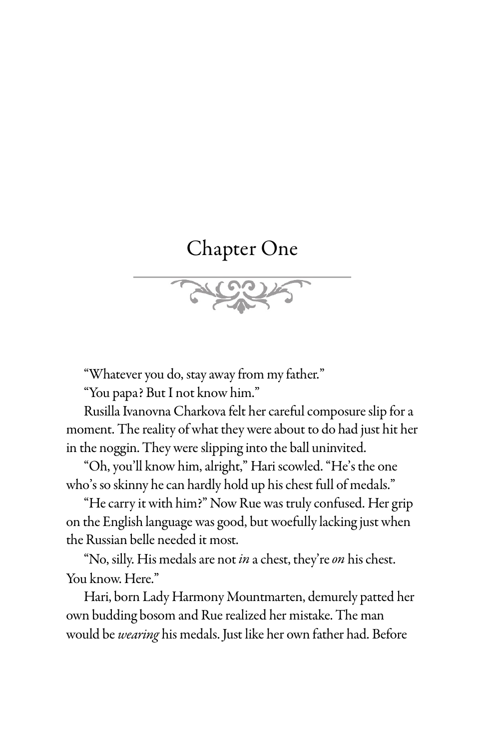# Chapter One

"Whatever you do, stay away from my father."

"You papa? But I not know him."

Rusilla Ivanovna Charkova felt her careful composure slip for a moment. The reality of what they were about to do had just hit her in the noggin. They were slipping into the ball uninvited.

"Oh, you'll know him, alright," Hari scowled. "He's the one who's so skinny he can hardly hold up his chest full of medals."

"He carry it with him?" Now Rue was truly confused. Her grip on the English language was good, but woefully lacking just when the Russian belle needed it most.

"No, silly. His medals are not *in* a chest, they're *on* his chest. You know. Here."

Hari, born Lady Harmony Mountmarten, demurely patted her own budding bosom and Rue realized her mistake. The man would be *wearing* his medals. Just like her own father had. Before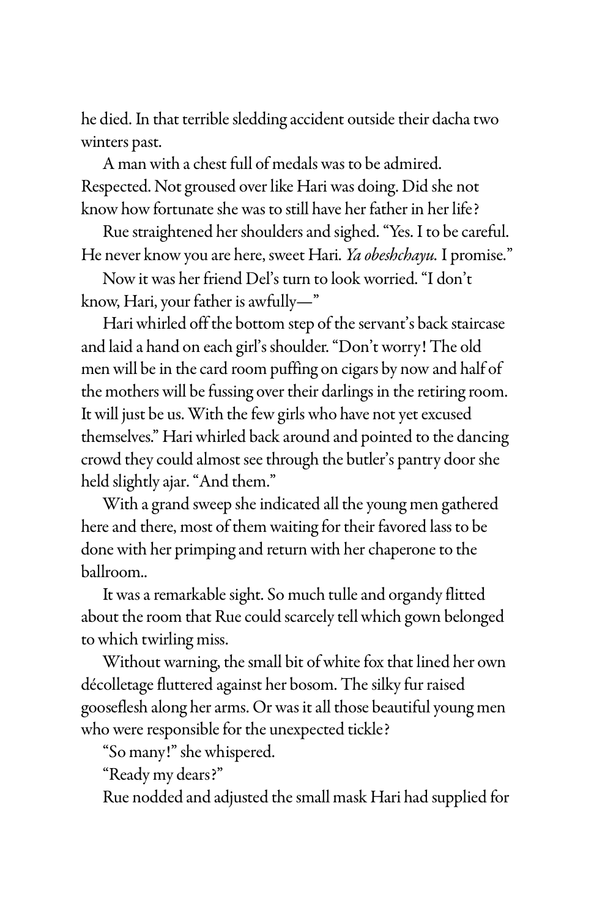he died. In that terrible sledding accident outside their dacha two winters past.

A man with a chest full of medals was to be admired. Respected. Not groused over like Hari was doing. Did she not know how fortunate she was to still have her father in her life?

Rue straightened her shoulders and sighed. "Yes. I to be careful. He never know you are here, sweet Hari. *Ya obeshchayu.* I promise."

Now it was her friend Del's turn to look worried. "I don't know, Hari, your father is awfully—"

Hari whirled off the bottom step of the servant's back staircase and laid a hand on each girl's shoulder. "Don't worry! The old men will be in the card room puffing on cigars by now and half of the mothers will be fussing over their darlings in the retiring room. It will just be us. With the few girls who have not yet excused themselves." Hari whirled back around and pointed to the dancing crowd they could almost see through the butler's pantry door she held slightly ajar. "And them."

With a grand sweep she indicated all the young men gathered here and there, most of them waiting for their favored lass to be done with her primping and return with her chaperone to the ballroom..

It was a remarkable sight. So much tulle and organdy flitted about the room that Rue could scarcely tell which gown belonged to which twirling miss.

Without warning, the small bit of white fox that lined her own décolletage fluttered against her bosom. The silky fur raised gooseflesh along her arms. Or was it all those beautiful young men who were responsible for the unexpected tickle?

"So many!" she whispered.

"Ready my dears?"

Rue nodded and adjusted the small mask Hari had supplied for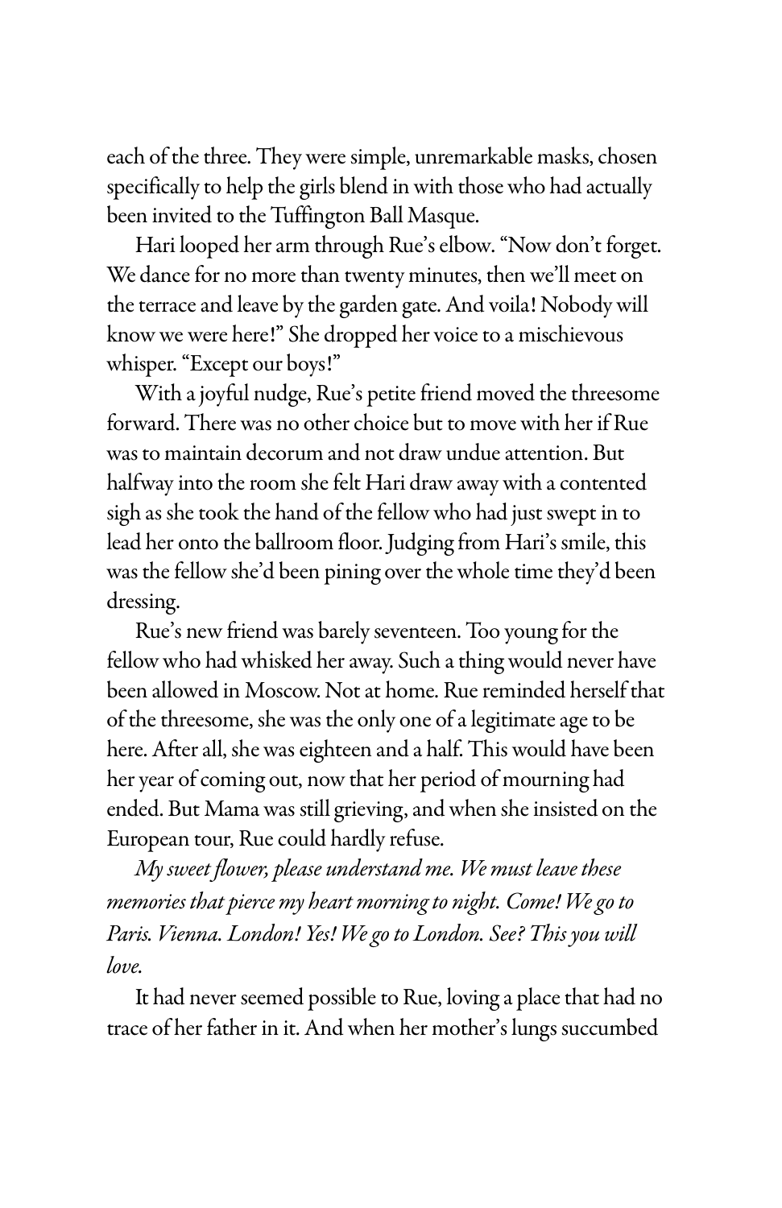each of the three. They were simple, unremarkable masks, chosen specifically to help the girls blend in with those who had actually been invited to the Tuffington Ball Masque.

Hari looped her arm through Rue's elbow. "Now don't forget. We dance for no more than twenty minutes, then we'll meet on the terrace and leave by the garden gate. And voila! Nobody will know we were here!" She dropped her voice to a mischievous whisper. "Except our boys!"

With a joyful nudge, Rue's petite friend moved the threesome forward. There was no other choice but to move with her if Rue was to maintain decorum and not draw undue attention. But halfway into the room she felt Hari draw away with a contented sigh as she took the hand of the fellow who had just swept in to lead her onto the ballroom floor. Judging from Hari's smile, this was the fellow she'd been pining over the whole time they'd been dressing.

Rue's new friend was barely seventeen. Too young for the fellow who had whisked her away. Such a thing would never have been allowed in Moscow. Not at home. Rue reminded herself that of the threesome, she was the only one of a legitimate age to be here. After all, she was eighteen and a half. This would have been her year of coming out, now that her period of mourning had ended. But Mama was still grieving, and when she insisted on the European tour, Rue could hardly refuse.

*My sweet flower, please understand me. We must leave these memories that pierce my heart morning to night. Come! We go to Paris. Vienna. London! Yes! We go to London. See? This you will love.*

It had never seemed possible to Rue, loving a place that had no trace of her father in it. And when her mother's lungs succumbed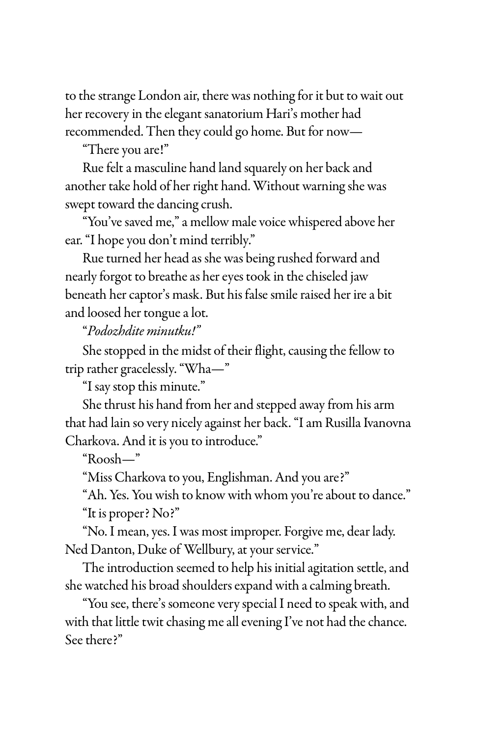to the strange London air, there was nothing for it but to wait out her recovery in the elegant sanatorium Hari's mother had recommended. Then they could go home. But for now—

"There you are!"

Rue felt a masculine hand land squarely on her back and another take hold of her right hand. Without warning she was swept toward the dancing crush.

"You've saved me," a mellow male voice whispered above her ear. "I hope you don't mind terribly."

Rue turned her head as she was being rushed forward and nearly forgot to breathe as her eyes took in the chiseled jaw beneath her captor's mask. But his false smile raised her ire a bit and loosed her tongue a lot.

"*Podozhdite minutku!*"

She stopped in the midst of their flight, causing the fellow to trip rather gracelessly. "Wha—"

"I say stop this minute."

She thrust his hand from her and stepped away from his arm that had lain so very nicely against her back. "I am Rusilla Ivanovna Charkova. And it is you to introduce."

"Roosh—"

"Miss Charkova to you, Englishman. And you are?"

"Ah. Yes. You wish to know with whom you're about to dance."

"It is proper? No?"

"No. I mean, yes. I was most improper. Forgive me, dear lady. Ned Danton, Duke of Wellbury, at your service."

The introduction seemed to help his initial agitation settle, and she watched his broad shoulders expand with a calming breath.

"You see, there's someone very special I need to speak with, and with that little twit chasing me all evening I've not had the chance. See there?"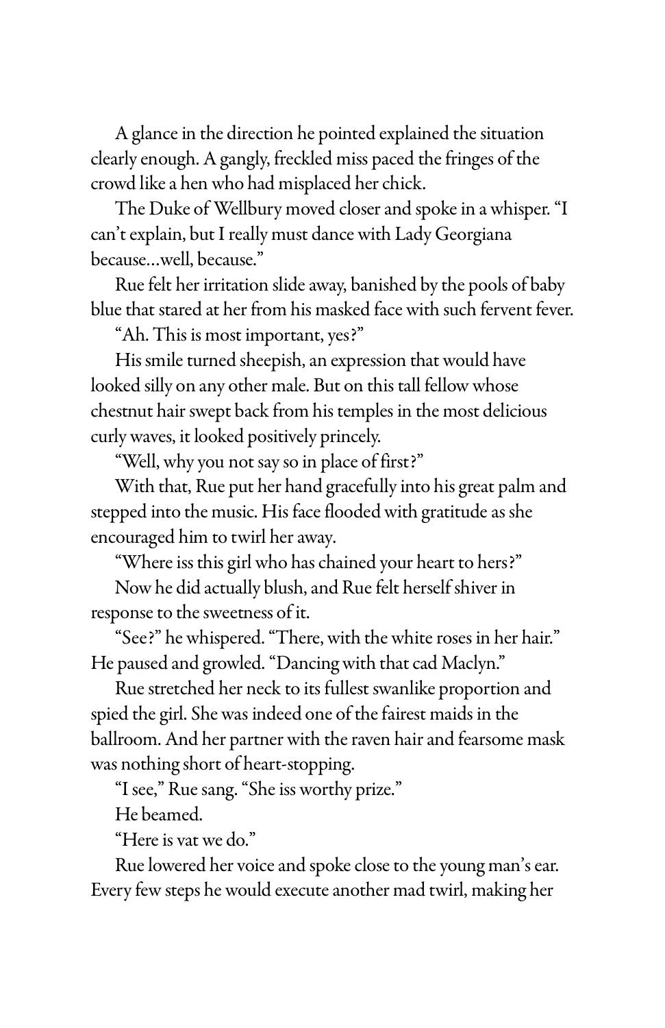A glance in the direction he pointed explained the situation clearly enough. A gangly, freckled miss paced the fringes of the crowd like a hen who had misplaced her chick.

The Duke of Wellbury moved closer and spoke in a whisper. "I can't explain, but I really must dance with Lady Georgiana because…well, because."

Rue felt her irritation slide away, banished by the pools of baby blue that stared at her from his masked face with such fervent fever.

"Ah. This is most important, yes?"

His smile turned sheepish, an expression that would have looked silly on any other male. But on this tall fellow whose chestnut hair swept back from his temples in the most delicious curly waves, it looked positively princely.

"Well, why you not say so in place of first?"

With that, Rue put her hand gracefully into his great palm and stepped into the music. His face flooded with gratitude as she encouraged him to twirl her away.

"Where iss this girl who has chained your heart to hers?"

Now he did actually blush, and Rue felt herself shiver in response to the sweetness of it.

"See?" he whispered. "There, with the white roses in her hair." He paused and growled. "Dancing with that cad Maclyn."

Rue stretched her neck to its fullest swanlike proportion and spied the girl. She was indeed one of the fairest maids in the ballroom. And her partner with the raven hair and fearsome mask was nothing short of heart-stopping.

"I see," Rue sang. "She iss worthy prize."

He beamed.

"Here is vat we do."

Rue lowered her voice and spoke close to the young man's ear. Every few steps he would execute another mad twirl, making her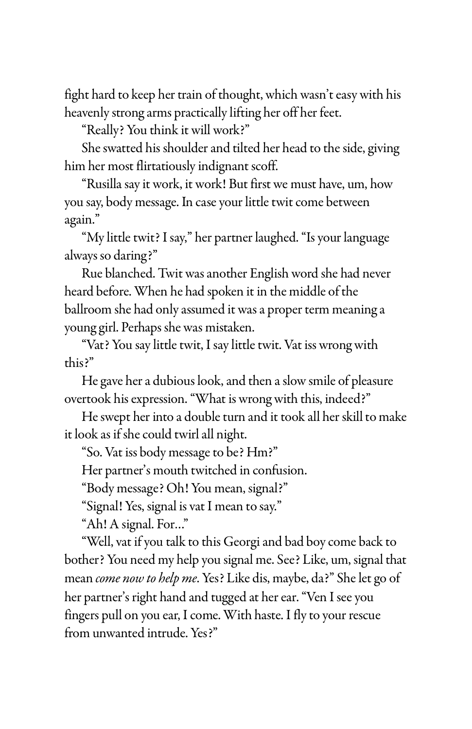fight hard to keep her train of thought, which wasn't easy with his heavenly strong arms practically lifting her off her feet.

"Really? You think it will work?"

She swatted his shoulder and tilted her head to the side, giving him her most flirtatiously indignant scoff.

"Rusilla say it work, it work! But first we must have, um, how you say, body message. In case your little twit come between again."

"My little twit? I say," her partner laughed. "Is your language always so daring?"

Rue blanched. Twit was another English word she had never heard before. When he had spoken it in the middle of the ballroom she had only assumed it was a proper term meaning a young girl. Perhaps she was mistaken.

"Vat? You say little twit, I say little twit. Vat iss wrong with this?"

He gave her a dubious look, and then a slow smile of pleasure overtook his expression. "What is wrong with this, indeed?"

He swept her into a double turn and it took all her skill to make it look as if she could twirl all night.

"So. Vat iss body message to be? Hm?"

Her partner's mouth twitched in confusion.

"Body message? Oh! You mean, signal?"

"Signal! Yes, signal is vat I mean to say."

"Ah! A signal. For..."

"Well, vat if you talk to this Georgi and bad boy come back to bother? You need my help you signal me. See? Like, um, signal that mean *come now to help me*. Yes? Like dis, maybe, da?" She let go of her partner's right hand and tugged at her ear. "Ven I see you fingers pull on you ear, I come. With haste. I fly to your rescue from unwanted intrude. Yes?"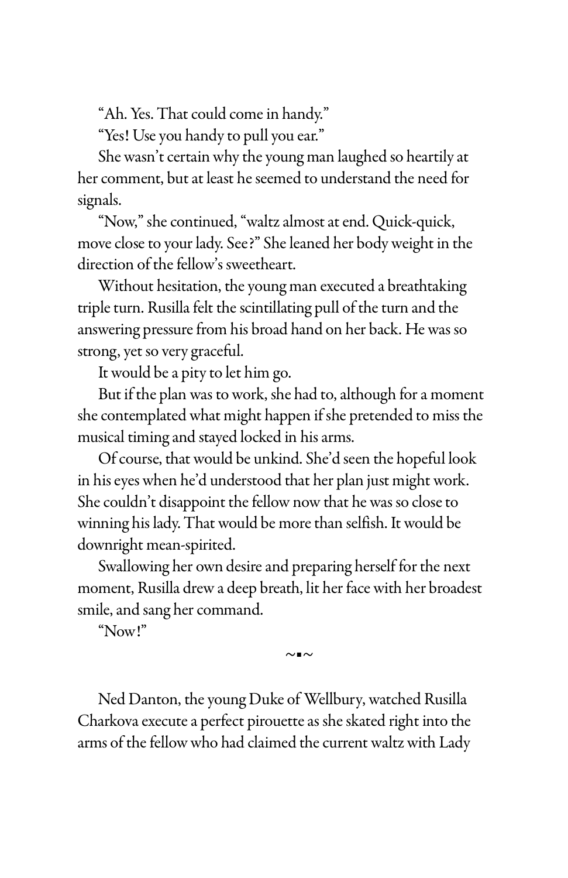"Ah. Yes. That could come in handy."

"Yes! Use you handy to pull you ear."

She wasn't certain why the young man laughed so heartily at her comment, but at least he seemed to understand the need for signals.

"Now," she continued, "waltz almost at end. Quick-quick, move close to your lady. See?" She leaned her body weight in the direction of the fellow's sweetheart.

Without hesitation, the young man executed a breathtaking triple turn. Rusilla felt the scintillating pull of the turn and the answering pressure from his broad hand on her back. He was so strong, yet so very graceful.

It would be a pity to let him go.

But if the plan was to work, she had to, although for a moment she contemplated what might happen if she pretended to miss the musical timing and stayed locked in his arms.

Of course, that would be unkind. She'd seen the hopeful look in his eyes when he'd understood that her plan just might work. She couldn't disappoint the fellow now that he was so close to winning his lady. That would be more than selfish. It would be downright mean-spirited.

Swallowing her own desire and preparing herself for the next moment, Rusilla drew a deep breath, lit her face with her broadest smile, and sang her command.

"Now!"

~▪~

Ned Danton, the young Duke of Wellbury, watched Rusilla Charkova execute a perfect pirouette as she skated right into the arms of the fellow who had claimed the current waltz with Lady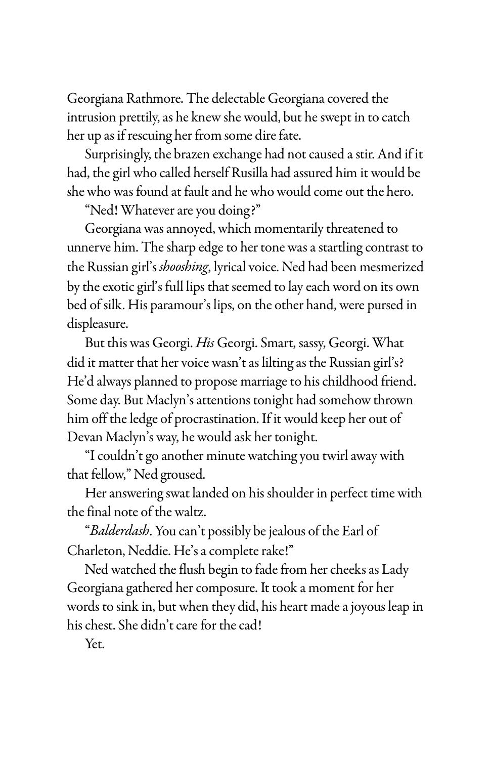Georgiana Rathmore. The delectable Georgiana covered the intrusion prettily, as he knew she would, but he swept in to catch her up as if rescuing her from some dire fate.

Surprisingly, the brazen exchange had not caused a stir. And if it had, the girl who called herself Rusilla had assured him it would be she who was found at fault and he who would come out the hero.

"Ned! Whatever are you doing?"

Georgiana was annoyed, which momentarily threatened to unnerve him. The sharp edge to her tone was a startling contrast to the Russian girl's *shooshing*, lyrical voice. Ned had been mesmerized by the exotic girl's full lips that seemed to lay each word on its own bed of silk. His paramour's lips, on the other hand, were pursed in displeasure.

But this was Georgi. *His* Georgi. Smart, sassy, Georgi. What did it matter that her voice wasn't as lilting as the Russian girl's? He'd always planned to propose marriage to his childhood friend. Some day. But Maclyn's attentions tonight had somehow thrown him off the ledge of procrastination. If it would keep her out of Devan Maclyn's way, he would ask her tonight.

"I couldn't go another minute watching you twirl away with that fellow," Ned groused.

Her answering swat landed on his shoulder in perfect time with the final note of the waltz.

"*Balderdash*. You can't possibly be jealous of the Earl of Charleton, Neddie. He's a complete rake!"

Ned watched the flush begin to fade from her cheeks as Lady Georgiana gathered her composure. It took a moment for her words to sink in, but when they did, his heart made a joyous leap in his chest. She didn't care for the cad!

Yet.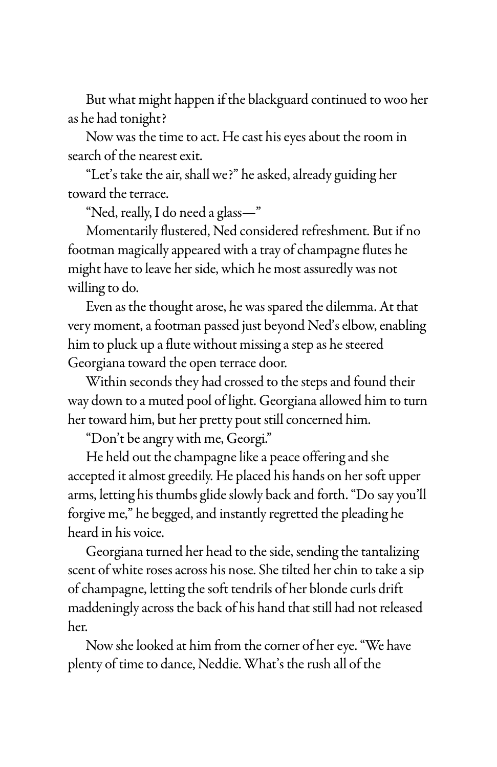But what might happen if the blackguard continued to woo her as he had tonight?

Now was the time to act. He cast his eyes about the room in search of the nearest exit.

"Let's take the air, shall we?" he asked, already guiding her toward the terrace.

"Ned, really, I do need a glass—"

Momentarily flustered, Ned considered refreshment. But if no footman magically appeared with a tray of champagne flutes he might have to leave her side, which he most assuredly was not willing to do.

Even as the thought arose, he was spared the dilemma. At that very moment, a footman passed just beyond Ned's elbow, enabling him to pluck up a flute without missing a step as he steered Georgiana toward the open terrace door.

Within seconds they had crossed to the steps and found their way down to a muted pool of light. Georgiana allowed him to turn her toward him, but her pretty pout still concerned him.

"Don't be angry with me, Georgi."

He held out the champagne like a peace offering and she accepted it almost greedily. He placed his hands on her soft upper arms, letting his thumbs glide slowly back and forth. "Do say you'll forgive me," he begged, and instantly regretted the pleading he heard in his voice.

Georgiana turned her head to the side, sending the tantalizing scent of white roses across his nose. She tilted her chin to take a sip of champagne, letting the soft tendrils of her blonde curls drift maddeningly across the back of his hand that still had not released her.

Now she looked at him from the corner of her eye. "We have plenty of time to dance, Neddie. What's the rush all of the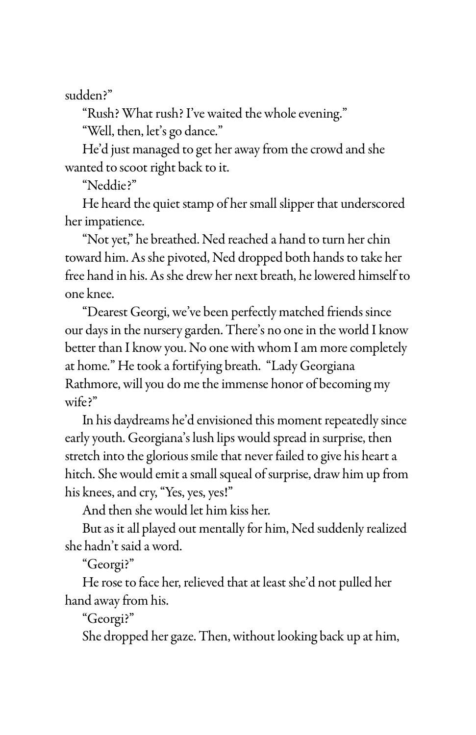sudden?"

"Rush? What rush? I've waited the whole evening."

"Well, then, let's go dance."

He'd just managed to get her away from the crowd and she wanted to scoot right back to it.

"Neddie?"

He heard the quiet stamp of her small slipper that underscored her impatience.

"Not yet," he breathed. Ned reached a hand to turn her chin toward him. As she pivoted, Ned dropped both hands to take her free hand in his. As she drew her next breath, he lowered himself to one knee.

"Dearest Georgi, we've been perfectly matched friends since our days in the nursery garden. There's no one in the world I know better than I know you. No one with whom I am more completely at home." He took a fortifying breath. "Lady Georgiana Rathmore, will you do me the immense honor of becoming my wife?"

In his daydreams he'd envisioned this moment repeatedly since early youth. Georgiana's lush lips would spread in surprise, then stretch into the glorious smile that never failed to give his heart a hitch. She would emit a small squeal of surprise, draw him up from his knees, and cry, "Yes, yes, yes!"

And then she would let him kiss her.

But as it all played out mentally for him, Ned suddenly realized she hadn't said a word.

"Georgi?"

He rose to face her, relieved that at least she'd not pulled her hand away from his.

"Georgi?"

She dropped her gaze. Then, without looking back up at him,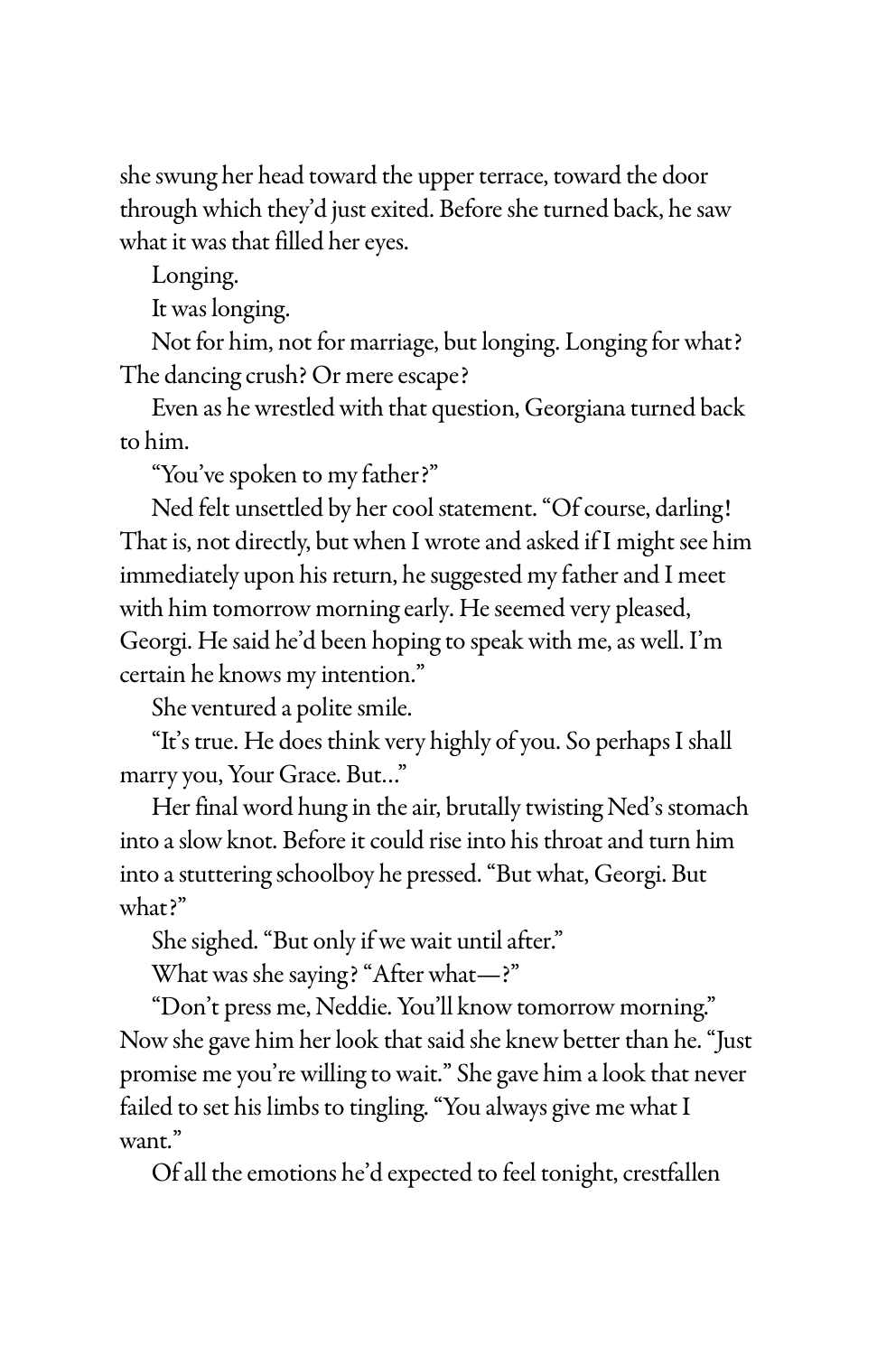she swung her head toward the upper terrace, toward the door through which they'd just exited. Before she turned back, he saw what it was that filled her eyes.

Longing.

It was longing.

Not for him, not for marriage, but longing. Longing for what? The dancing crush? Or mere escape?

Even as he wrestled with that question, Georgiana turned back to him.

"You've spoken to my father?"

Ned felt unsettled by her cool statement. "Of course, darling! That is, not directly, but when I wrote and asked if I might see him immediately upon his return, he suggested my father and I meet with him tomorrow morning early. He seemed very pleased, Georgi. He said he'd been hoping to speak with me, as well. I'm certain he knows my intention."

She ventured a polite smile.

"It's true. He does think very highly of you. So perhaps I shall marry you, Your Grace. But..."

Her final word hung in the air, brutally twisting Ned's stomach into a slow knot. Before it could rise into his throat and turn him into a stuttering schoolboy he pressed. "But what, Georgi. But what?"

She sighed. "But only if we wait until after."

What was she saying? "After what—?"

"Don't press me, Neddie. You'll know tomorrow morning." Now she gave him her look that said she knew better than he. "Just promise me you're willing to wait." She gave him a look that never failed to set his limbs to tingling. "You always give me what I want."

Of all the emotions he'd expected to feel tonight, crestfallen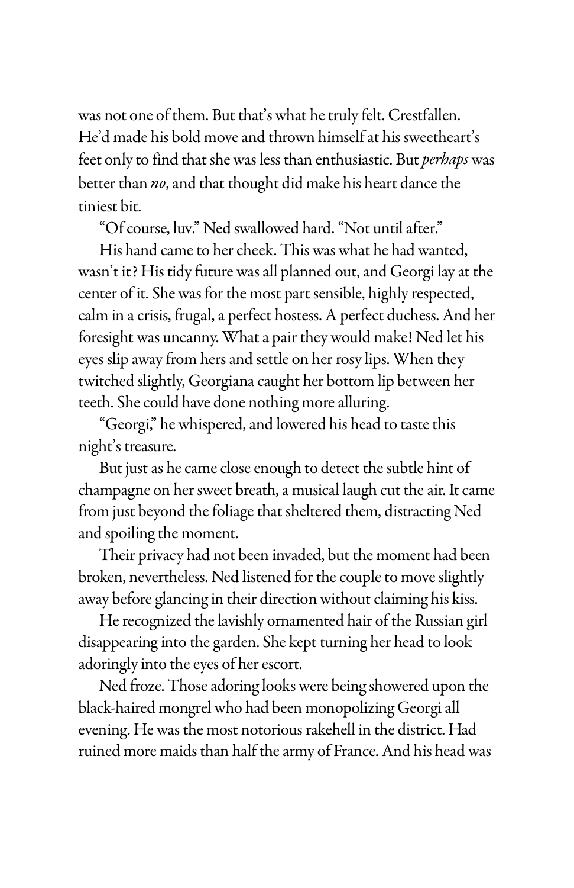was not one of them. But that's what he truly felt. Crestfallen. He'd made his bold move and thrown himself at his sweetheart's feet only to find that she was less than enthusiastic. But *perhaps* was better than *no*, and that thought did make his heart dance the tiniest bit.

"Of course, luv." Ned swallowed hard. "Not until after."

His hand came to her cheek. This was what he had wanted, wasn't it? His tidy future was all planned out, and Georgi lay at the center of it. She was for the most part sensible, highly respected, calm in a crisis, frugal, a perfect hostess. A perfect duchess. And her foresight was uncanny. What a pair they would make! Ned let his eyes slip away from hers and settle on her rosy lips. When they twitched slightly, Georgiana caught her bottom lip between her teeth. She could have done nothing more alluring.

"Georgi," he whispered, and lowered his head to taste this night's treasure.

But just as he came close enough to detect the subtle hint of champagne on her sweet breath, a musical laugh cut the air. It came from just beyond the foliage that sheltered them, distracting Ned and spoiling the moment.

Their privacy had not been invaded, but the moment had been broken, nevertheless. Ned listened for the couple to move slightly away before glancing in their direction without claiming his kiss.

He recognized the lavishly ornamented hair of the Russian girl disappearing into the garden. She kept turning her head to look adoringly into the eyes of her escort.

Ned froze. Those adoring looks were being showered upon the black-haired mongrel who had been monopolizing Georgi all evening. He was the most notorious rakehell in the district. Had ruined more maids than half the army of France. And his head was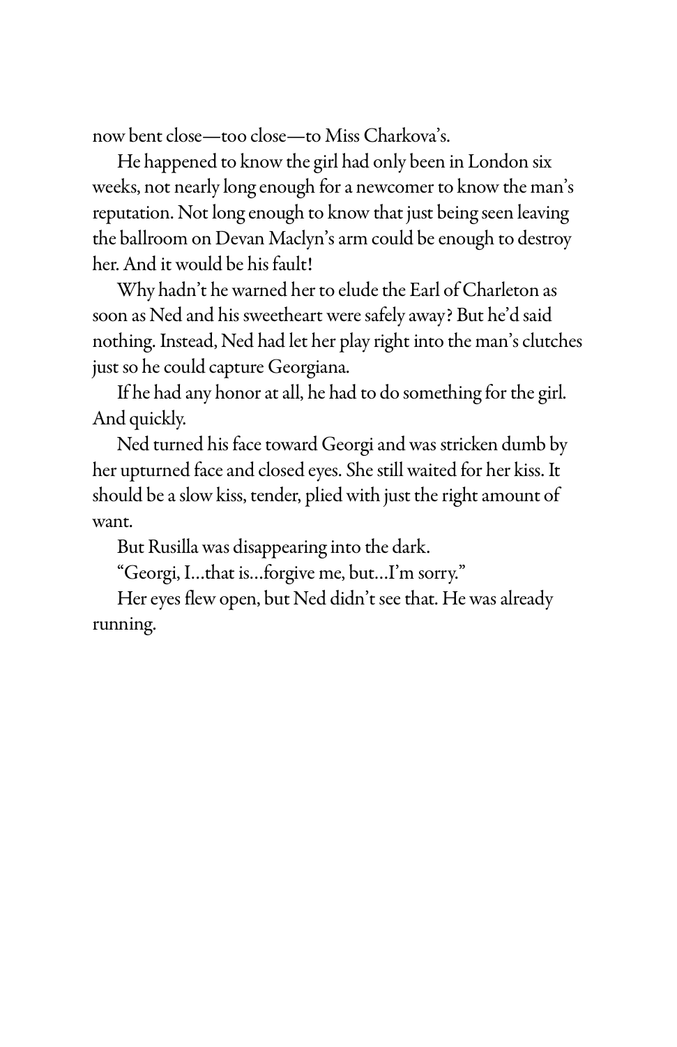now bent close—too close—to Miss Charkova's.

He happened to know the girl had only been in London six weeks, not nearly long enough for a newcomer to know the man's reputation. Not long enough to know that just being seen leaving the ballroom on Devan Maclyn's arm could be enough to destroy her. And it would be his fault!

Why hadn't he warned her to elude the Earl of Charleton as soon as Ned and his sweetheart were safely away? But he'd said nothing. Instead, Ned had let her play right into the man's clutches just so he could capture Georgiana.

If he had any honor at all, he had to do something for the girl. And quickly.

Ned turned his face toward Georgi and was stricken dumb by her upturned face and closed eyes. She still waited for her kiss. It should be a slow kiss, tender, plied with just the right amount of want.

But Rusilla was disappearing into the dark.

"Georgi, I…that is…forgive me, but…I'm sorry."

Her eyes flew open, but Ned didn't see that. He was already running.